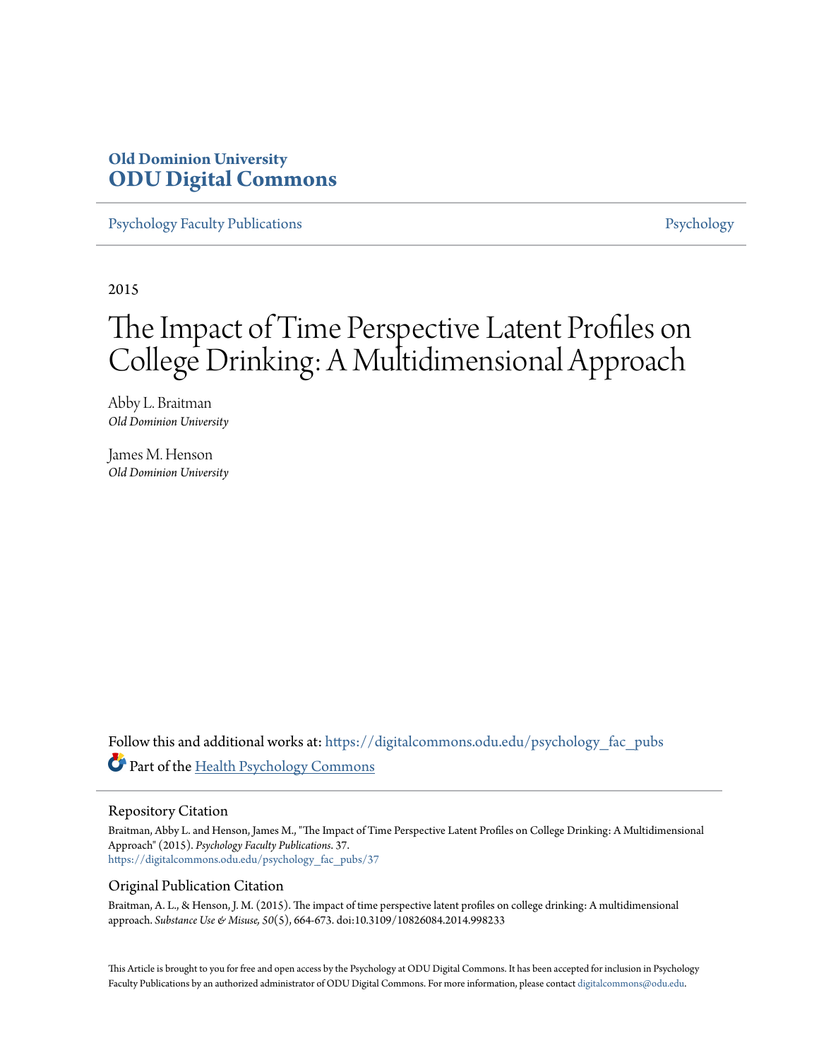Old Dominion University
**ODU Digital Commons**

Psychology Faculty Publications

Psychology

2015

# The Impact of Time Perspective Latent Profiles on College Drinking: A Multidimensional Approach

Abby L. Braitman
*Old Dominion University*

James M. Henson
*Old Dominion University*

Follow this and additional works at: https://digitalcommons.odu.edu/psychology_fac_pubs

Part of the Health Psychology Commons

## Repository Citation

Braitman, Abby L. and Henson, James M., "The Impact of Time Perspective Latent Profiles on College Drinking: A Multidimensional Approach" (2015). *Psychology Faculty Publications*. 37.
https://digitalcommons.odu.edu/psychology_fac_pubs/37

## Original Publication Citation

Braitman, A. L., & Henson, J. M. (2015). The impact of time perspective latent profiles on college drinking: A multidimensional approach. *Substance Use & Misuse, 50*(5), 664-673. doi:10.3109/10826084.2014.998233

This Article is brought to you for free and open access by the Psychology at ODU Digital Commons. It has been accepted for inclusion in Psychology Faculty Publications by an authorized administrator of ODU Digital Commons. For more information, please contact digitalcommons@odu.edu.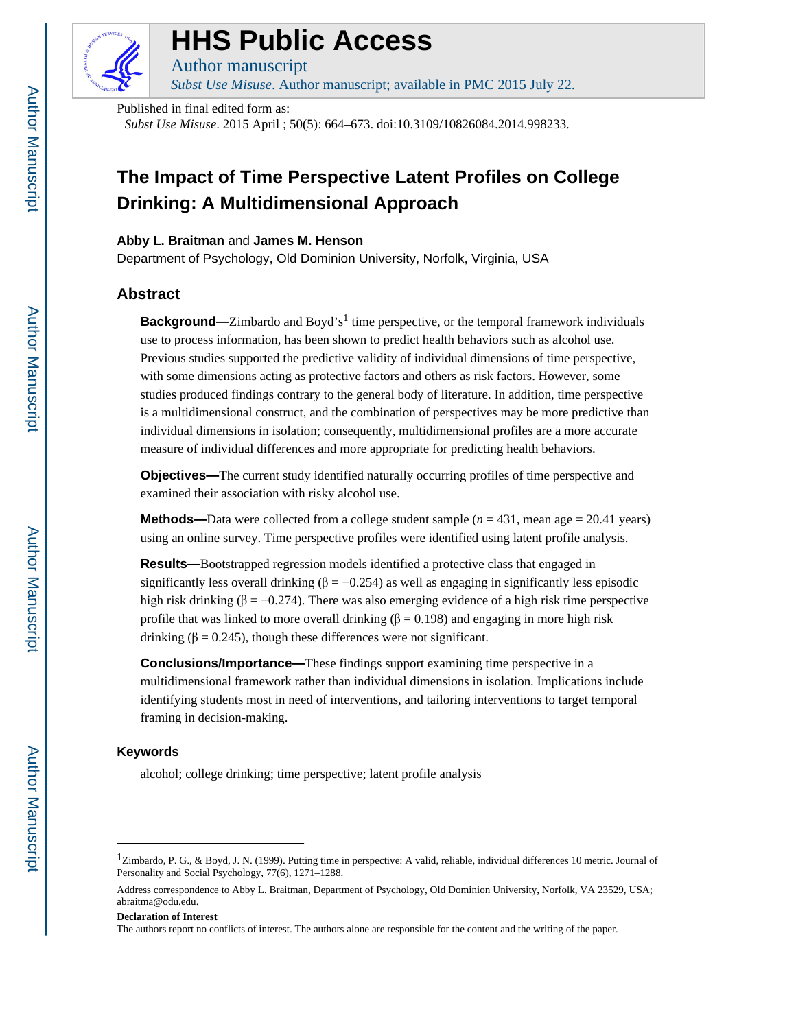# HHS Public Access

Author manuscript

*Subst Use Misuse*. Author manuscript; available in PMC 2015 July 22.

Published in final edited form as:

*Subst Use Misuse*. 2015 April ; 50(5): 664–673. doi:10.3109/10826084.2014.998233.

# The Impact of Time Perspective Latent Profiles on College Drinking: A Multidimensional Approach

**Abby L. Braitman** and **James M. Henson**

Department of Psychology, Old Dominion University, Norfolk, Virginia, USA

## Abstract

**Background—**Zimbardo and Boyd's[1] time perspective, or the temporal framework individuals use to process information, has been shown to predict health behaviors such as alcohol use. Previous studies supported the predictive validity of individual dimensions of time perspective, with some dimensions acting as protective factors and others as risk factors. However, some studies produced findings contrary to the general body of literature. In addition, time perspective is a multidimensional construct, and the combination of perspectives may be more predictive than individual dimensions in isolation; consequently, multidimensional profiles are a more accurate measure of individual differences and more appropriate for predicting health behaviors.

**Objectives—**The current study identified naturally occurring profiles of time perspective and examined their association with risky alcohol use.

**Methods—**Data were collected from a college student sample ($n$ = 431, mean age = 20.41 years) using an online survey. Time perspective profiles were identified using latent profile analysis.

**Results—**Bootstrapped regression models identified a protective class that engaged in significantly less overall drinking ($\beta = -0.254$) as well as engaging in significantly less episodic high risk drinking ($\beta = -0.274$). There was also emerging evidence of a high risk time perspective profile that was linked to more overall drinking ($\beta = 0.198$) and engaging in more high risk drinking ($\beta = 0.245$), though these differences were not significant.

**Conclusions/Importance—**These findings support examining time perspective in a multidimensional framework rather than individual dimensions in isolation. Implications include identifying students most in need of interventions, and tailoring interventions to target temporal framing in decision-making.

### Keywords

alcohol; college drinking; time perspective; latent profile analysis

---

[1]Zimbardo, P. G., & Boyd, J. N. (1999). Putting time in perspective: A valid, reliable, individual differences 10 metric. Journal of Personality and Social Psychology, 77(6), 1271–1288.

Address correspondence to Abby L. Braitman, Department of Psychology, Old Dominion University, Norfolk, VA 23529, USA; abraitma@odu.edu.

**Declaration of Interest**

The authors report no conflicts of interest. The authors alone are responsible for the content and the writing of the paper.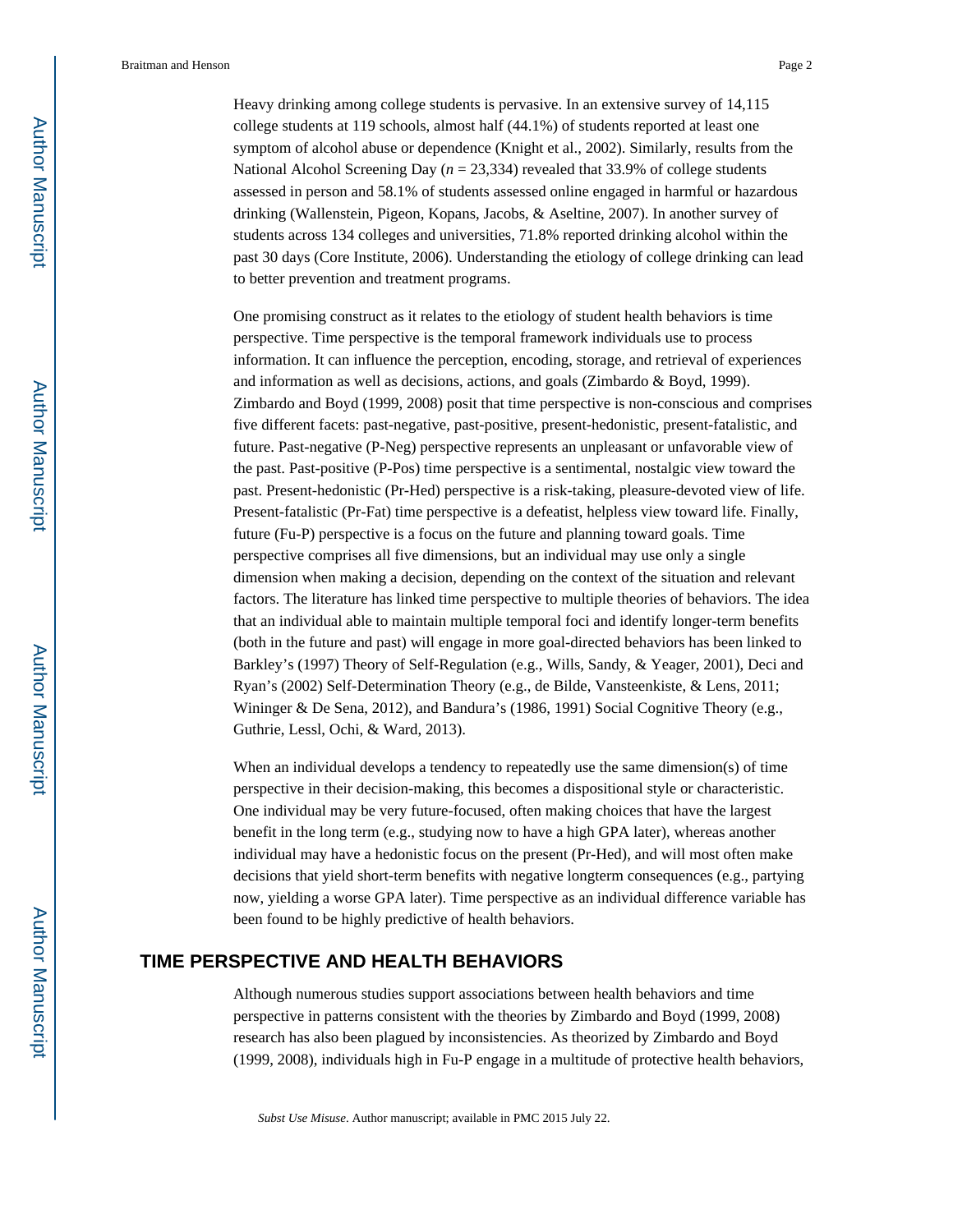Heavy drinking among college students is pervasive. In an extensive survey of 14,115 college students at 119 schools, almost half (44.1%) of students reported at least one symptom of alcohol abuse or dependence (Knight et al., 2002). Similarly, results from the National Alcohol Screening Day (*n* = 23,334) revealed that 33.9% of college students assessed in person and 58.1% of students assessed online engaged in harmful or hazardous drinking (Wallenstein, Pigeon, Kopans, Jacobs, & Aseltine, 2007). In another survey of students across 134 colleges and universities, 71.8% reported drinking alcohol within the past 30 days (Core Institute, 2006). Understanding the etiology of college drinking can lead to better prevention and treatment programs.

One promising construct as it relates to the etiology of student health behaviors is time perspective. Time perspective is the temporal framework individuals use to process information. It can influence the perception, encoding, storage, and retrieval of experiences and information as well as decisions, actions, and goals (Zimbardo & Boyd, 1999). Zimbardo and Boyd (1999, 2008) posit that time perspective is non-conscious and comprises five different facets: past-negative, past-positive, present-hedonistic, present-fatalistic, and future. Past-negative (P-Neg) perspective represents an unpleasant or unfavorable view of the past. Past-positive (P-Pos) time perspective is a sentimental, nostalgic view toward the past. Present-hedonistic (Pr-Hed) perspective is a risk-taking, pleasure-devoted view of life. Present-fatalistic (Pr-Fat) time perspective is a defeatist, helpless view toward life. Finally, future (Fu-P) perspective is a focus on the future and planning toward goals. Time perspective comprises all five dimensions, but an individual may use only a single dimension when making a decision, depending on the context of the situation and relevant factors. The literature has linked time perspective to multiple theories of behaviors. The idea that an individual able to maintain multiple temporal foci and identify longer-term benefits (both in the future and past) will engage in more goal-directed behaviors has been linked to Barkley's (1997) Theory of Self-Regulation (e.g., Wills, Sandy, & Yeager, 2001), Deci and Ryan's (2002) Self-Determination Theory (e.g., de Bilde, Vansteenkiste, & Lens, 2011; Wininger & De Sena, 2012), and Bandura's (1986, 1991) Social Cognitive Theory (e.g., Guthrie, Lessl, Ochi, & Ward, 2013).

When an individual develops a tendency to repeatedly use the same dimension(s) of time perspective in their decision-making, this becomes a dispositional style or characteristic. One individual may be very future-focused, often making choices that have the largest benefit in the long term (e.g., studying now to have a high GPA later), whereas another individual may have a hedonistic focus on the present (Pr-Hed), and will most often make decisions that yield short-term benefits with negative longterm consequences (e.g., partying now, yielding a worse GPA later). Time perspective as an individual difference variable has been found to be highly predictive of health behaviors.

## TIME PERSPECTIVE AND HEALTH BEHAVIORS

Although numerous studies support associations between health behaviors and time perspective in patterns consistent with the theories by Zimbardo and Boyd (1999, 2008) research has also been plagued by inconsistencies. As theorized by Zimbardo and Boyd (1999, 2008), individuals high in Fu-P engage in a multitude of protective health behaviors,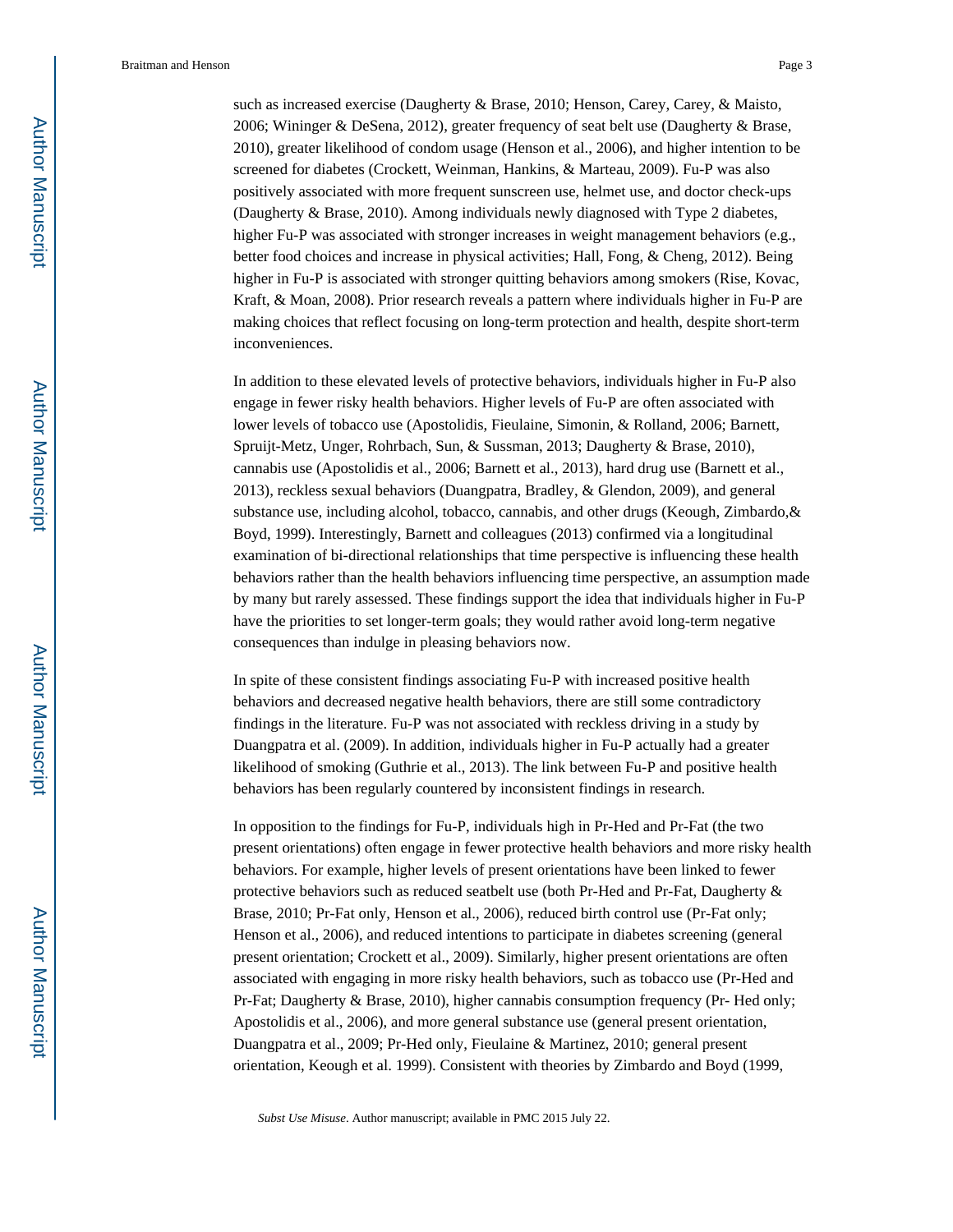such as increased exercise (Daugherty & Brase, 2010; Henson, Carey, Carey, & Maisto, 2006; Wininger & DeSena, 2012), greater frequency of seat belt use (Daugherty & Brase, 2010), greater likelihood of condom usage (Henson et al., 2006), and higher intention to be screened for diabetes (Crockett, Weinman, Hankins, & Marteau, 2009). Fu-P was also positively associated with more frequent sunscreen use, helmet use, and doctor check-ups (Daugherty & Brase, 2010). Among individuals newly diagnosed with Type 2 diabetes, higher Fu-P was associated with stronger increases in weight management behaviors (e.g., better food choices and increase in physical activities; Hall, Fong, & Cheng, 2012). Being higher in Fu-P is associated with stronger quitting behaviors among smokers (Rise, Kovac, Kraft, & Moan, 2008). Prior research reveals a pattern where individuals higher in Fu-P are making choices that reflect focusing on long-term protection and health, despite short-term inconveniences.

In addition to these elevated levels of protective behaviors, individuals higher in Fu-P also engage in fewer risky health behaviors. Higher levels of Fu-P are often associated with lower levels of tobacco use (Apostolidis, Fieulaine, Simonin, & Rolland, 2006; Barnett, Spruijt-Metz, Unger, Rohrbach, Sun, & Sussman, 2013; Daugherty & Brase, 2010), cannabis use (Apostolidis et al., 2006; Barnett et al., 2013), hard drug use (Barnett et al., 2013), reckless sexual behaviors (Duangpatra, Bradley, & Glendon, 2009), and general substance use, including alcohol, tobacco, cannabis, and other drugs (Keough, Zimbardo,& Boyd, 1999). Interestingly, Barnett and colleagues (2013) confirmed via a longitudinal examination of bi-directional relationships that time perspective is influencing these health behaviors rather than the health behaviors influencing time perspective, an assumption made by many but rarely assessed. These findings support the idea that individuals higher in Fu-P have the priorities to set longer-term goals; they would rather avoid long-term negative consequences than indulge in pleasing behaviors now.

In spite of these consistent findings associating Fu-P with increased positive health behaviors and decreased negative health behaviors, there are still some contradictory findings in the literature. Fu-P was not associated with reckless driving in a study by Duangpatra et al. (2009). In addition, individuals higher in Fu-P actually had a greater likelihood of smoking (Guthrie et al., 2013). The link between Fu-P and positive health behaviors has been regularly countered by inconsistent findings in research.

In opposition to the findings for Fu-P, individuals high in Pr-Hed and Pr-Fat (the two present orientations) often engage in fewer protective health behaviors and more risky health behaviors. For example, higher levels of present orientations have been linked to fewer protective behaviors such as reduced seatbelt use (both Pr-Hed and Pr-Fat, Daugherty & Brase, 2010; Pr-Fat only, Henson et al., 2006), reduced birth control use (Pr-Fat only; Henson et al., 2006), and reduced intentions to participate in diabetes screening (general present orientation; Crockett et al., 2009). Similarly, higher present orientations are often associated with engaging in more risky health behaviors, such as tobacco use (Pr-Hed and Pr-Fat; Daugherty & Brase, 2010), higher cannabis consumption frequency (Pr- Hed only; Apostolidis et al., 2006), and more general substance use (general present orientation, Duangpatra et al., 2009; Pr-Hed only, Fieulaine & Martinez, 2010; general present orientation, Keough et al. 1999). Consistent with theories by Zimbardo and Boyd (1999,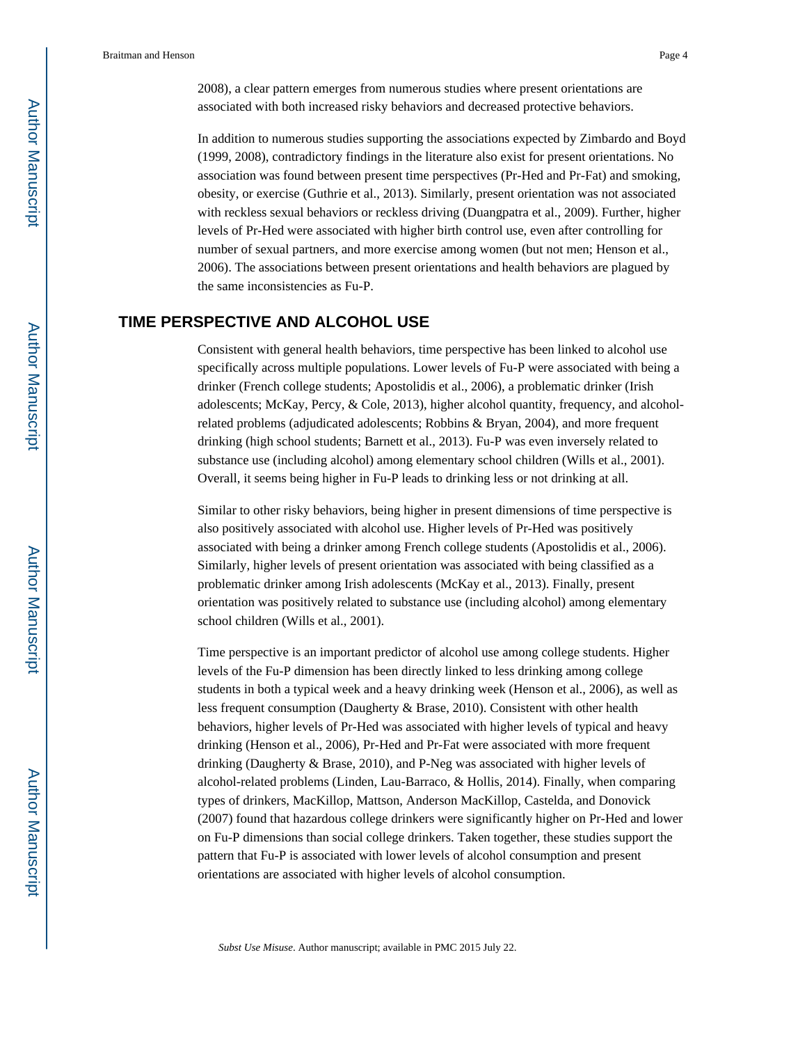2008), a clear pattern emerges from numerous studies where present orientations are associated with both increased risky behaviors and decreased protective behaviors.

In addition to numerous studies supporting the associations expected by Zimbardo and Boyd (1999, 2008), contradictory findings in the literature also exist for present orientations. No association was found between present time perspectives (Pr-Hed and Pr-Fat) and smoking, obesity, or exercise (Guthrie et al., 2013). Similarly, present orientation was not associated with reckless sexual behaviors or reckless driving (Duangpatra et al., 2009). Further, higher levels of Pr-Hed were associated with higher birth control use, even after controlling for number of sexual partners, and more exercise among women (but not men; Henson et al., 2006). The associations between present orientations and health behaviors are plagued by the same inconsistencies as Fu-P.

## TIME PERSPECTIVE AND ALCOHOL USE

Consistent with general health behaviors, time perspective has been linked to alcohol use specifically across multiple populations. Lower levels of Fu-P were associated with being a drinker (French college students; Apostolidis et al., 2006), a problematic drinker (Irish adolescents; McKay, Percy, & Cole, 2013), higher alcohol quantity, frequency, and alcohol-related problems (adjudicated adolescents; Robbins & Bryan, 2004), and more frequent drinking (high school students; Barnett et al., 2013). Fu-P was even inversely related to substance use (including alcohol) among elementary school children (Wills et al., 2001). Overall, it seems being higher in Fu-P leads to drinking less or not drinking at all.

Similar to other risky behaviors, being higher in present dimensions of time perspective is also positively associated with alcohol use. Higher levels of Pr-Hed was positively associated with being a drinker among French college students (Apostolidis et al., 2006). Similarly, higher levels of present orientation was associated with being classified as a problematic drinker among Irish adolescents (McKay et al., 2013). Finally, present orientation was positively related to substance use (including alcohol) among elementary school children (Wills et al., 2001).

Time perspective is an important predictor of alcohol use among college students. Higher levels of the Fu-P dimension has been directly linked to less drinking among college students in both a typical week and a heavy drinking week (Henson et al., 2006), as well as less frequent consumption (Daugherty & Brase, 2010). Consistent with other health behaviors, higher levels of Pr-Hed was associated with higher levels of typical and heavy drinking (Henson et al., 2006), Pr-Hed and Pr-Fat were associated with more frequent drinking (Daugherty & Brase, 2010), and P-Neg was associated with higher levels of alcohol-related problems (Linden, Lau-Barraco, & Hollis, 2014). Finally, when comparing types of drinkers, MacKillop, Mattson, Anderson MacKillop, Castelda, and Donovick (2007) found that hazardous college drinkers were significantly higher on Pr-Hed and lower on Fu-P dimensions than social college drinkers. Taken together, these studies support the pattern that Fu-P is associated with lower levels of alcohol consumption and present orientations are associated with higher levels of alcohol consumption.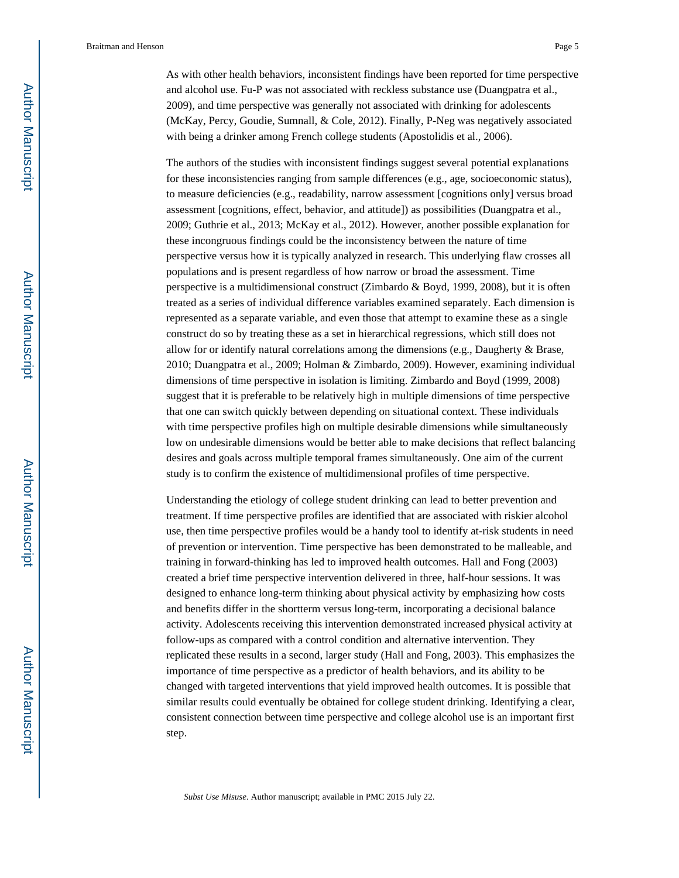As with other health behaviors, inconsistent findings have been reported for time perspective and alcohol use. Fu-P was not associated with reckless substance use (Duangpatra et al., 2009), and time perspective was generally not associated with drinking for adolescents (McKay, Percy, Goudie, Sumnall, & Cole, 2012). Finally, P-Neg was negatively associated with being a drinker among French college students (Apostolidis et al., 2006).

The authors of the studies with inconsistent findings suggest several potential explanations for these inconsistencies ranging from sample differences (e.g., age, socioeconomic status), to measure deficiencies (e.g., readability, narrow assessment [cognitions only] versus broad assessment [cognitions, effect, behavior, and attitude]) as possibilities (Duangpatra et al., 2009; Guthrie et al., 2013; McKay et al., 2012). However, another possible explanation for these incongruous findings could be the inconsistency between the nature of time perspective versus how it is typically analyzed in research. This underlying flaw crosses all populations and is present regardless of how narrow or broad the assessment. Time perspective is a multidimensional construct (Zimbardo & Boyd, 1999, 2008), but it is often treated as a series of individual difference variables examined separately. Each dimension is represented as a separate variable, and even those that attempt to examine these as a single construct do so by treating these as a set in hierarchical regressions, which still does not allow for or identify natural correlations among the dimensions (e.g., Daugherty & Brase, 2010; Duangpatra et al., 2009; Holman & Zimbardo, 2009). However, examining individual dimensions of time perspective in isolation is limiting. Zimbardo and Boyd (1999, 2008) suggest that it is preferable to be relatively high in multiple dimensions of time perspective that one can switch quickly between depending on situational context. These individuals with time perspective profiles high on multiple desirable dimensions while simultaneously low on undesirable dimensions would be better able to make decisions that reflect balancing desires and goals across multiple temporal frames simultaneously. One aim of the current study is to confirm the existence of multidimensional profiles of time perspective.

Understanding the etiology of college student drinking can lead to better prevention and treatment. If time perspective profiles are identified that are associated with riskier alcohol use, then time perspective profiles would be a handy tool to identify at-risk students in need of prevention or intervention. Time perspective has been demonstrated to be malleable, and training in forward-thinking has led to improved health outcomes. Hall and Fong (2003) created a brief time perspective intervention delivered in three, half-hour sessions. It was designed to enhance long-term thinking about physical activity by emphasizing how costs and benefits differ in the shortterm versus long-term, incorporating a decisional balance activity. Adolescents receiving this intervention demonstrated increased physical activity at follow-ups as compared with a control condition and alternative intervention. They replicated these results in a second, larger study (Hall and Fong, 2003). This emphasizes the importance of time perspective as a predictor of health behaviors, and its ability to be changed with targeted interventions that yield improved health outcomes. It is possible that similar results could eventually be obtained for college student drinking. Identifying a clear, consistent connection between time perspective and college alcohol use is an important first step.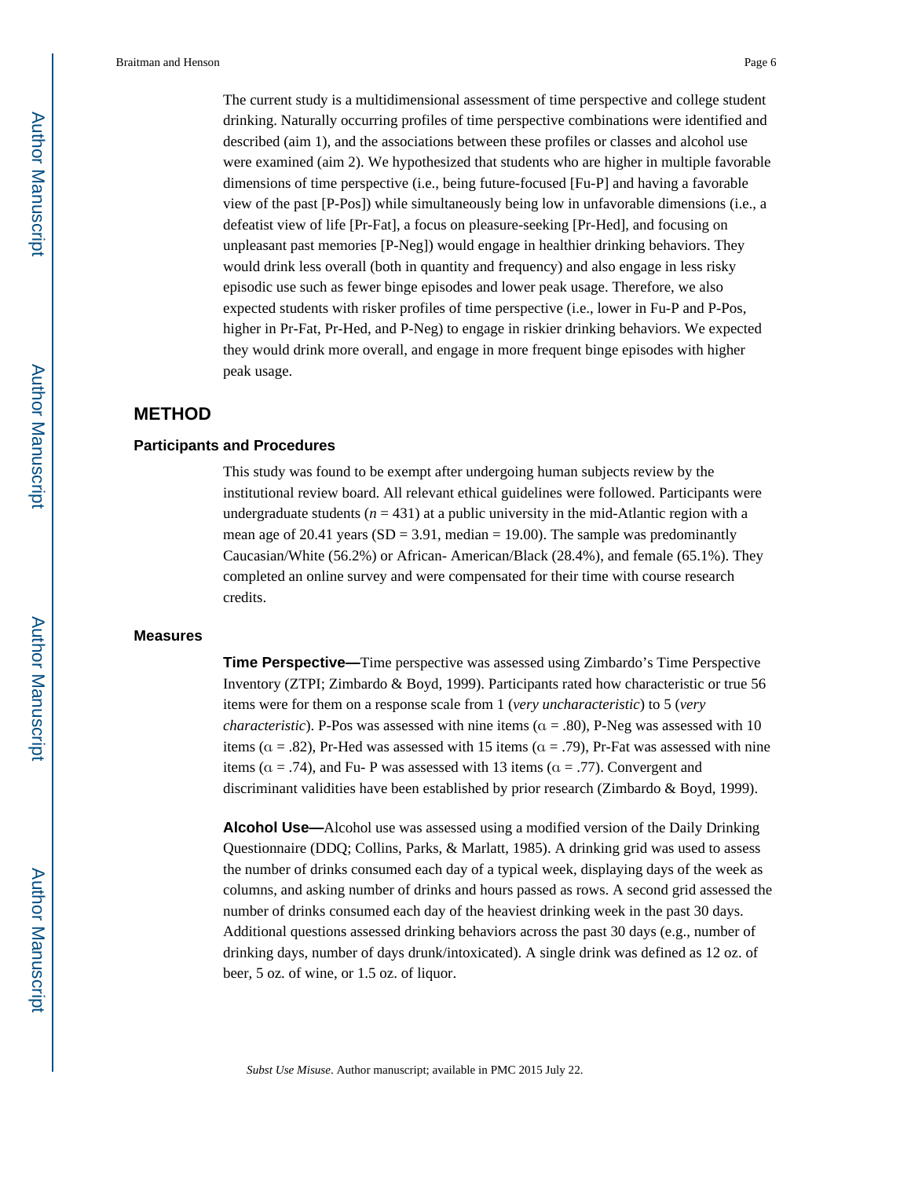The current study is a multidimensional assessment of time perspective and college student drinking. Naturally occurring profiles of time perspective combinations were identified and described (aim 1), and the associations between these profiles or classes and alcohol use were examined (aim 2). We hypothesized that students who are higher in multiple favorable dimensions of time perspective (i.e., being future-focused [Fu-P] and having a favorable view of the past [P-Pos]) while simultaneously being low in unfavorable dimensions (i.e., a defeatist view of life [Pr-Fat], a focus on pleasure-seeking [Pr-Hed], and focusing on unpleasant past memories [P-Neg]) would engage in healthier drinking behaviors. They would drink less overall (both in quantity and frequency) and also engage in less risky episodic use such as fewer binge episodes and lower peak usage. Therefore, we also expected students with risker profiles of time perspective (i.e., lower in Fu-P and P-Pos, higher in Pr-Fat, Pr-Hed, and P-Neg) to engage in riskier drinking behaviors. We expected they would drink more overall, and engage in more frequent binge episodes with higher peak usage.

## METHOD

### Participants and Procedures

This study was found to be exempt after undergoing human subjects review by the institutional review board. All relevant ethical guidelines were followed. Participants were undergraduate students ($n$ = 431) at a public university in the mid-Atlantic region with a mean age of 20.41 years (SD = 3.91, median = 19.00). The sample was predominantly Caucasian/White (56.2%) or African- American/Black (28.4%), and female (65.1%). They completed an online survey and were compensated for their time with course research credits.

### Measures

**Time Perspective—**Time perspective was assessed using Zimbardo's Time Perspective Inventory (ZTPI; Zimbardo & Boyd, 1999). Participants rated how characteristic or true 56 items were for them on a response scale from 1 (*very uncharacteristic*) to 5 (*very characteristic*). P-Pos was assessed with nine items ($\alpha$ = .80), P-Neg was assessed with 10 items ($\alpha$ = .82), Pr-Hed was assessed with 15 items ($\alpha$ = .79), Pr-Fat was assessed with nine items ($\alpha$ = .74), and Fu- P was assessed with 13 items ($\alpha$ = .77). Convergent and discriminant validities have been established by prior research (Zimbardo & Boyd, 1999).

**Alcohol Use—**Alcohol use was assessed using a modified version of the Daily Drinking Questionnaire (DDQ; Collins, Parks, & Marlatt, 1985). A drinking grid was used to assess the number of drinks consumed each day of a typical week, displaying days of the week as columns, and asking number of drinks and hours passed as rows. A second grid assessed the number of drinks consumed each day of the heaviest drinking week in the past 30 days. Additional questions assessed drinking behaviors across the past 30 days (e.g., number of drinking days, number of days drunk/intoxicated). A single drink was defined as 12 oz. of beer, 5 oz. of wine, or 1.5 oz. of liquor.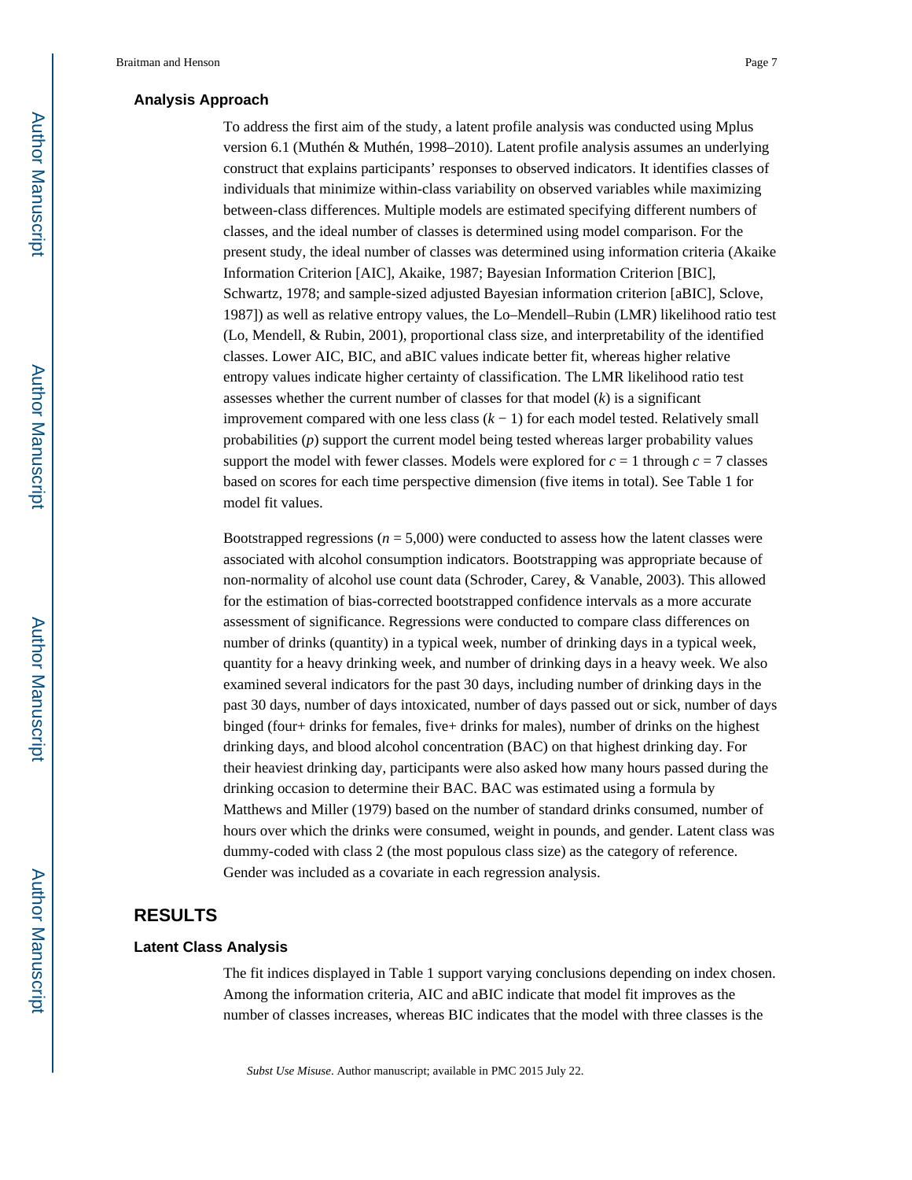### Analysis Approach

To address the first aim of the study, a latent profile analysis was conducted using Mplus version 6.1 (Muthén & Muthén, 1998–2010). Latent profile analysis assumes an underlying construct that explains participants' responses to observed indicators. It identifies classes of individuals that minimize within-class variability on observed variables while maximizing between-class differences. Multiple models are estimated specifying different numbers of classes, and the ideal number of classes is determined using model comparison. For the present study, the ideal number of classes was determined using information criteria (Akaike Information Criterion [AIC], Akaike, 1987; Bayesian Information Criterion [BIC], Schwartz, 1978; and sample-sized adjusted Bayesian information criterion [aBIC], Sclove, 1987]) as well as relative entropy values, the Lo–Mendell–Rubin (LMR) likelihood ratio test (Lo, Mendell, & Rubin, 2001), proportional class size, and interpretability of the identified classes. Lower AIC, BIC, and aBIC values indicate better fit, whereas higher relative entropy values indicate higher certainty of classification. The LMR likelihood ratio test assesses whether the current number of classes for that model ($k$) is a significant improvement compared with one less class ($k - 1$) for each model tested. Relatively small probabilities ($p$) support the current model being tested whereas larger probability values support the model with fewer classes. Models were explored for $c = 1$ through $c = 7$ classes based on scores for each time perspective dimension (five items in total). See Table 1 for model fit values.

Bootstrapped regressions ($n = 5{,}000$) were conducted to assess how the latent classes were associated with alcohol consumption indicators. Bootstrapping was appropriate because of non-normality of alcohol use count data (Schroder, Carey, & Vanable, 2003). This allowed for the estimation of bias-corrected bootstrapped confidence intervals as a more accurate assessment of significance. Regressions were conducted to compare class differences on number of drinks (quantity) in a typical week, number of drinking days in a typical week, quantity for a heavy drinking week, and number of drinking days in a heavy week. We also examined several indicators for the past 30 days, including number of drinking days in the past 30 days, number of days intoxicated, number of days passed out or sick, number of days binged (four+ drinks for females, five+ drinks for males), number of drinks on the highest drinking days, and blood alcohol concentration (BAC) on that highest drinking day. For their heaviest drinking day, participants were also asked how many hours passed during the drinking occasion to determine their BAC. BAC was estimated using a formula by Matthews and Miller (1979) based on the number of standard drinks consumed, number of hours over which the drinks were consumed, weight in pounds, and gender. Latent class was dummy-coded with class 2 (the most populous class size) as the category of reference. Gender was included as a covariate in each regression analysis.

## RESULTS

### Latent Class Analysis

The fit indices displayed in Table 1 support varying conclusions depending on index chosen. Among the information criteria, AIC and aBIC indicate that model fit improves as the number of classes increases, whereas BIC indicates that the model with three classes is the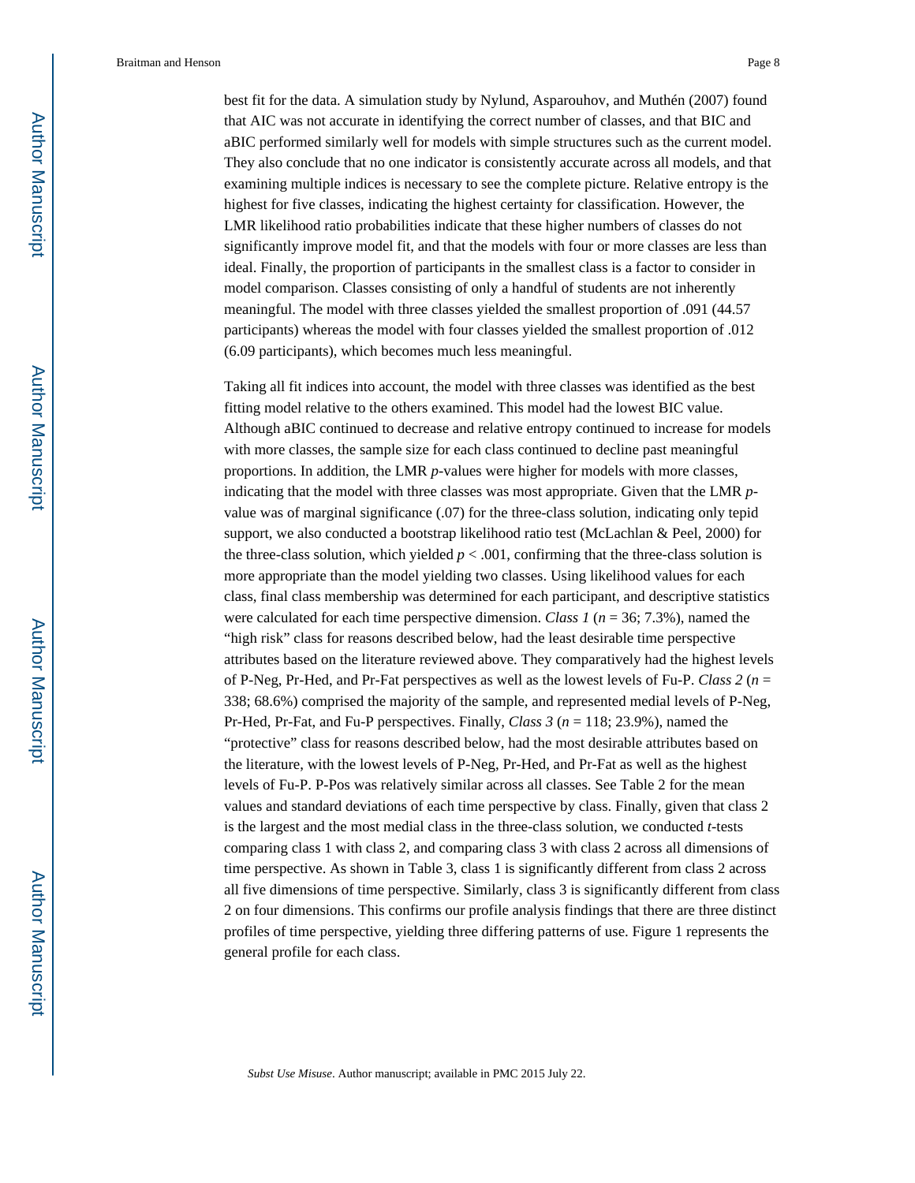best fit for the data. A simulation study by Nylund, Asparouhov, and Muthén (2007) found that AIC was not accurate in identifying the correct number of classes, and that BIC and aBIC performed similarly well for models with simple structures such as the current model. They also conclude that no one indicator is consistently accurate across all models, and that examining multiple indices is necessary to see the complete picture. Relative entropy is the highest for five classes, indicating the highest certainty for classification. However, the LMR likelihood ratio probabilities indicate that these higher numbers of classes do not significantly improve model fit, and that the models with four or more classes are less than ideal. Finally, the proportion of participants in the smallest class is a factor to consider in model comparison. Classes consisting of only a handful of students are not inherently meaningful. The model with three classes yielded the smallest proportion of .091 (44.57 participants) whereas the model with four classes yielded the smallest proportion of .012 (6.09 participants), which becomes much less meaningful.

Taking all fit indices into account, the model with three classes was identified as the best fitting model relative to the others examined. This model had the lowest BIC value. Although aBIC continued to decrease and relative entropy continued to increase for models with more classes, the sample size for each class continued to decline past meaningful proportions. In addition, the LMR *p*-values were higher for models with more classes, indicating that the model with three classes was most appropriate. Given that the LMR *p*-value was of marginal significance (.07) for the three-class solution, indicating only tepid support, we also conducted a bootstrap likelihood ratio test (McLachlan & Peel, 2000) for the three-class solution, which yielded $p < .001$, confirming that the three-class solution is more appropriate than the model yielding two classes. Using likelihood values for each class, final class membership was determined for each participant, and descriptive statistics were calculated for each time perspective dimension. *Class 1* ($n = 36$; 7.3%), named the "high risk" class for reasons described below, had the least desirable time perspective attributes based on the literature reviewed above. They comparatively had the highest levels of P-Neg, Pr-Hed, and Pr-Fat perspectives as well as the lowest levels of Fu-P. *Class 2* ($n = 338$; 68.6%) comprised the majority of the sample, and represented medial levels of P-Neg, Pr-Hed, Pr-Fat, and Fu-P perspectives. Finally, *Class 3* ($n = 118$; 23.9%), named the "protective" class for reasons described below, had the most desirable attributes based on the literature, with the lowest levels of P-Neg, Pr-Hed, and Pr-Fat as well as the highest levels of Fu-P. P-Pos was relatively similar across all classes. See Table 2 for the mean values and standard deviations of each time perspective by class. Finally, given that class 2 is the largest and the most medial class in the three-class solution, we conducted *t*-tests comparing class 1 with class 2, and comparing class 3 with class 2 across all dimensions of time perspective. As shown in Table 3, class 1 is significantly different from class 2 across all five dimensions of time perspective. Similarly, class 3 is significantly different from class 2 on four dimensions. This confirms our profile analysis findings that there are three distinct profiles of time perspective, yielding three differing patterns of use. Figure 1 represents the general profile for each class.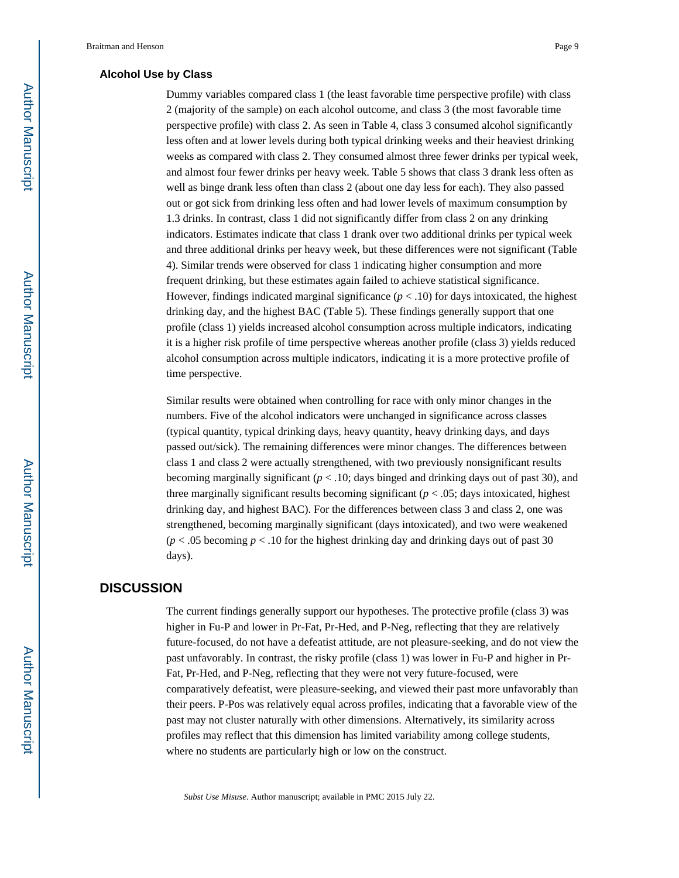### Alcohol Use by Class

Dummy variables compared class 1 (the least favorable time perspective profile) with class 2 (majority of the sample) on each alcohol outcome, and class 3 (the most favorable time perspective profile) with class 2. As seen in Table 4, class 3 consumed alcohol significantly less often and at lower levels during both typical drinking weeks and their heaviest drinking weeks as compared with class 2. They consumed almost three fewer drinks per typical week, and almost four fewer drinks per heavy week. Table 5 shows that class 3 drank less often as well as binge drank less often than class 2 (about one day less for each). They also passed out or got sick from drinking less often and had lower levels of maximum consumption by 1.3 drinks. In contrast, class 1 did not significantly differ from class 2 on any drinking indicators. Estimates indicate that class 1 drank over two additional drinks per typical week and three additional drinks per heavy week, but these differences were not significant (Table 4). Similar trends were observed for class 1 indicating higher consumption and more frequent drinking, but these estimates again failed to achieve statistical significance. However, findings indicated marginal significance ($p < .10$) for days intoxicated, the highest drinking day, and the highest BAC (Table 5). These findings generally support that one profile (class 1) yields increased alcohol consumption across multiple indicators, indicating it is a higher risk profile of time perspective whereas another profile (class 3) yields reduced alcohol consumption across multiple indicators, indicating it is a more protective profile of time perspective.

Similar results were obtained when controlling for race with only minor changes in the numbers. Five of the alcohol indicators were unchanged in significance across classes (typical quantity, typical drinking days, heavy quantity, heavy drinking days, and days passed out/sick). The remaining differences were minor changes. The differences between class 1 and class 2 were actually strengthened, with two previously nonsignificant results becoming marginally significant ($p < .10$; days binged and drinking days out of past 30), and three marginally significant results becoming significant ($p < .05$; days intoxicated, highest drinking day, and highest BAC). For the differences between class 3 and class 2, one was strengthened, becoming marginally significant (days intoxicated), and two were weakened ($p < .05$ becoming $p < .10$ for the highest drinking day and drinking days out of past 30 days).

## DISCUSSION

The current findings generally support our hypotheses. The protective profile (class 3) was higher in Fu-P and lower in Pr-Fat, Pr-Hed, and P-Neg, reflecting that they are relatively future-focused, do not have a defeatist attitude, are not pleasure-seeking, and do not view the past unfavorably. In contrast, the risky profile (class 1) was lower in Fu-P and higher in Pr-Fat, Pr-Hed, and P-Neg, reflecting that they were not very future-focused, were comparatively defeatist, were pleasure-seeking, and viewed their past more unfavorably than their peers. P-Pos was relatively equal across profiles, indicating that a favorable view of the past may not cluster naturally with other dimensions. Alternatively, its similarity across profiles may reflect that this dimension has limited variability among college students, where no students are particularly high or low on the construct.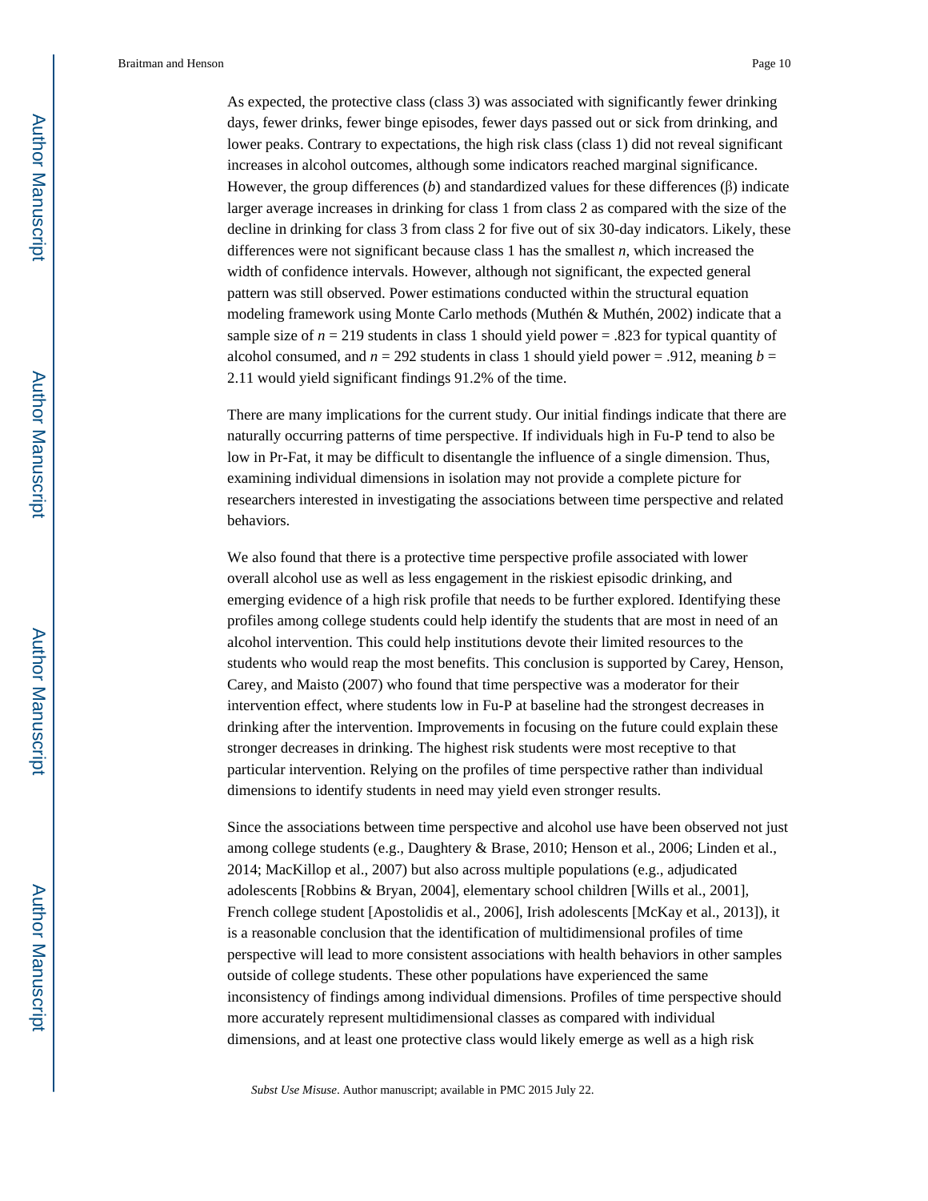As expected, the protective class (class 3) was associated with significantly fewer drinking days, fewer drinks, fewer binge episodes, fewer days passed out or sick from drinking, and lower peaks. Contrary to expectations, the high risk class (class 1) did not reveal significant increases in alcohol outcomes, although some indicators reached marginal significance. However, the group differences ($b$) and standardized values for these differences ($\beta$) indicate larger average increases in drinking for class 1 from class 2 as compared with the size of the decline in drinking for class 3 from class 2 for five out of six 30-day indicators. Likely, these differences were not significant because class 1 has the smallest $n$, which increased the width of confidence intervals. However, although not significant, the expected general pattern was still observed. Power estimations conducted within the structural equation modeling framework using Monte Carlo methods (Muthén & Muthén, 2002) indicate that a sample size of $n = 219$ students in class 1 should yield power = .823 for typical quantity of alcohol consumed, and $n = 292$ students in class 1 should yield power = .912, meaning $b = 2.11$ would yield significant findings 91.2% of the time.

There are many implications for the current study. Our initial findings indicate that there are naturally occurring patterns of time perspective. If individuals high in Fu-P tend to also be low in Pr-Fat, it may be difficult to disentangle the influence of a single dimension. Thus, examining individual dimensions in isolation may not provide a complete picture for researchers interested in investigating the associations between time perspective and related behaviors.

We also found that there is a protective time perspective profile associated with lower overall alcohol use as well as less engagement in the riskiest episodic drinking, and emerging evidence of a high risk profile that needs to be further explored. Identifying these profiles among college students could help identify the students that are most in need of an alcohol intervention. This could help institutions devote their limited resources to the students who would reap the most benefits. This conclusion is supported by Carey, Henson, Carey, and Maisto (2007) who found that time perspective was a moderator for their intervention effect, where students low in Fu-P at baseline had the strongest decreases in drinking after the intervention. Improvements in focusing on the future could explain these stronger decreases in drinking. The highest risk students were most receptive to that particular intervention. Relying on the profiles of time perspective rather than individual dimensions to identify students in need may yield even stronger results.

Since the associations between time perspective and alcohol use have been observed not just among college students (e.g., Daughtery & Brase, 2010; Henson et al., 2006; Linden et al., 2014; MacKillop et al., 2007) but also across multiple populations (e.g., adjudicated adolescents [Robbins & Bryan, 2004], elementary school children [Wills et al., 2001], French college student [Apostolidis et al., 2006], Irish adolescents [McKay et al., 2013]), it is a reasonable conclusion that the identification of multidimensional profiles of time perspective will lead to more consistent associations with health behaviors in other samples outside of college students. These other populations have experienced the same inconsistency of findings among individual dimensions. Profiles of time perspective should more accurately represent multidimensional classes as compared with individual dimensions, and at least one protective class would likely emerge as well as a high risk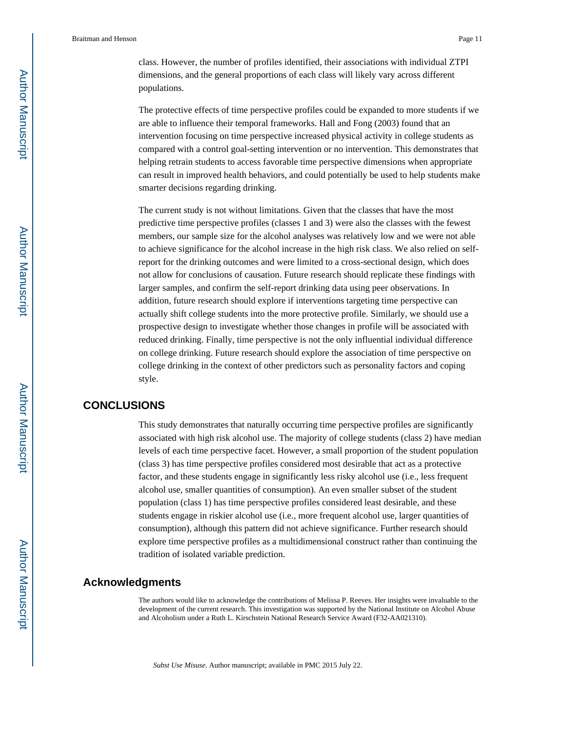class. However, the number of profiles identified, their associations with individual ZTPI dimensions, and the general proportions of each class will likely vary across different populations.

The protective effects of time perspective profiles could be expanded to more students if we are able to influence their temporal frameworks. Hall and Fong (2003) found that an intervention focusing on time perspective increased physical activity in college students as compared with a control goal-setting intervention or no intervention. This demonstrates that helping retrain students to access favorable time perspective dimensions when appropriate can result in improved health behaviors, and could potentially be used to help students make smarter decisions regarding drinking.

The current study is not without limitations. Given that the classes that have the most predictive time perspective profiles (classes 1 and 3) were also the classes with the fewest members, our sample size for the alcohol analyses was relatively low and we were not able to achieve significance for the alcohol increase in the high risk class. We also relied on self-report for the drinking outcomes and were limited to a cross-sectional design, which does not allow for conclusions of causation. Future research should replicate these findings with larger samples, and confirm the self-report drinking data using peer observations. In addition, future research should explore if interventions targeting time perspective can actually shift college students into the more protective profile. Similarly, we should use a prospective design to investigate whether those changes in profile will be associated with reduced drinking. Finally, time perspective is not the only influential individual difference on college drinking. Future research should explore the association of time perspective on college drinking in the context of other predictors such as personality factors and coping style.

## CONCLUSIONS

This study demonstrates that naturally occurring time perspective profiles are significantly associated with high risk alcohol use. The majority of college students (class 2) have median levels of each time perspective facet. However, a small proportion of the student population (class 3) has time perspective profiles considered most desirable that act as a protective factor, and these students engage in significantly less risky alcohol use (i.e., less frequent alcohol use, smaller quantities of consumption). An even smaller subset of the student population (class 1) has time perspective profiles considered least desirable, and these students engage in riskier alcohol use (i.e., more frequent alcohol use, larger quantities of consumption), although this pattern did not achieve significance. Further research should explore time perspective profiles as a multidimensional construct rather than continuing the tradition of isolated variable prediction.

## Acknowledgments

The authors would like to acknowledge the contributions of Melissa P. Reeves. Her insights were invaluable to the development of the current research. This investigation was supported by the National Institute on Alcohol Abuse and Alcoholism under a Ruth L. Kirschstein National Research Service Award (F32-AA021310).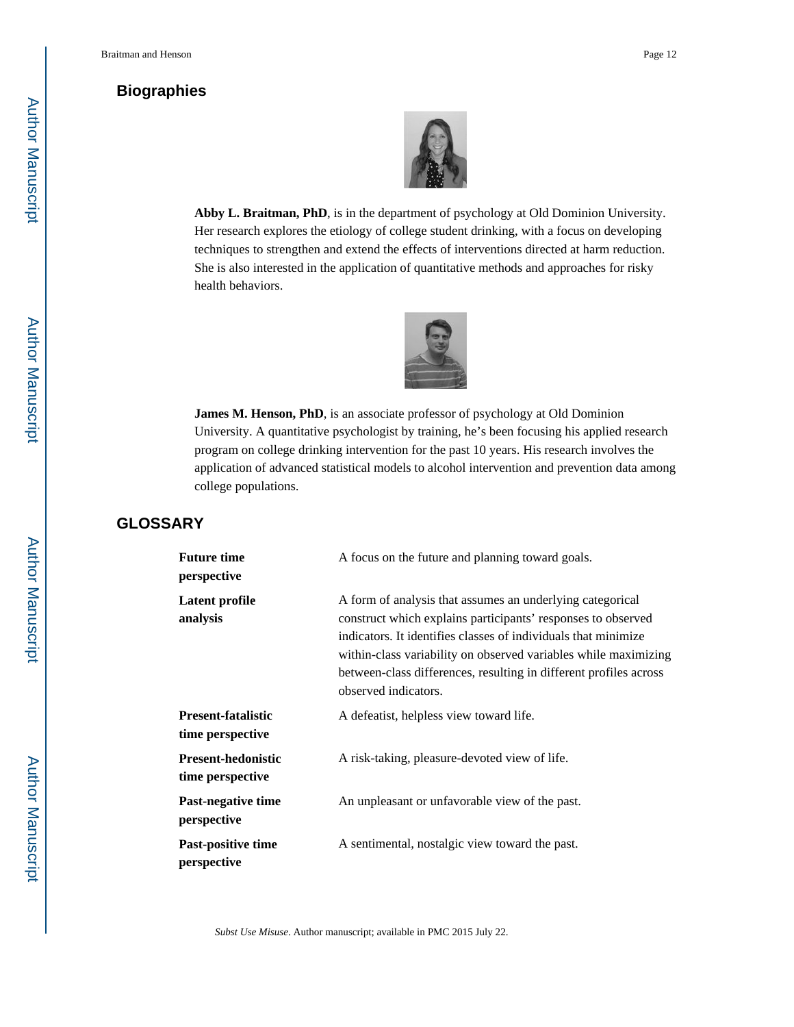## Biographies

**Abby L. Braitman, PhD**, is in the department of psychology at Old Dominion University. Her research explores the etiology of college student drinking, with a focus on developing techniques to strengthen and extend the effects of interventions directed at harm reduction. She is also interested in the application of quantitative methods and approaches for risky health behaviors.

**James M. Henson, PhD**, is an associate professor of psychology at Old Dominion University. A quantitative psychologist by training, he's been focusing his applied research program on college drinking intervention for the past 10 years. His research involves the application of advanced statistical models to alcohol intervention and prevention data among college populations.

## GLOSSARY

| | |
|---|---|
| **Future time perspective** | A focus on the future and planning toward goals. |
| **Latent profile analysis** | A form of analysis that assumes an underlying categorical construct which explains participants' responses to observed indicators. It identifies classes of individuals that minimize within-class variability on observed variables while maximizing between-class differences, resulting in different profiles across observed indicators. |
| **Present-fatalistic time perspective** | A defeatist, helpless view toward life. |
| **Present-hedonistic time perspective** | A risk-taking, pleasure-devoted view of life. |
| **Past-negative time perspective** | An unpleasant or unfavorable view of the past. |
| **Past-positive time perspective** | A sentimental, nostalgic view toward the past. |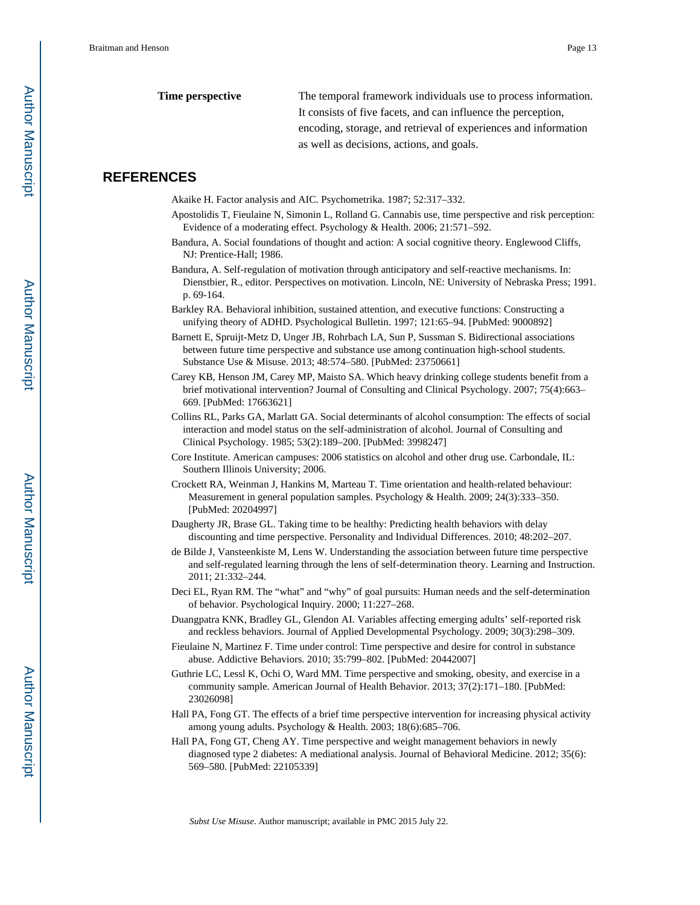| | |
|---|---|
| **Time perspective** | The temporal framework individuals use to process information. It consists of five facets, and can influence the perception, encoding, storage, and retrieval of experiences and information as well as decisions, actions, and goals. |

## REFERENCES

Akaike H. Factor analysis and AIC. Psychometrika. 1987; 52:317–332.

Apostolidis T, Fieulaine N, Simonin L, Rolland G. Cannabis use, time perspective and risk perception: Evidence of a moderating effect. Psychology & Health. 2006; 21:571–592.

Bandura, A. Social foundations of thought and action: A social cognitive theory. Englewood Cliffs, NJ: Prentice-Hall; 1986.

Bandura, A. Self-regulation of motivation through anticipatory and self-reactive mechanisms. In: Dienstbier, R., editor. Perspectives on motivation. Lincoln, NE: University of Nebraska Press; 1991. p. 69-164.

Barkley RA. Behavioral inhibition, sustained attention, and executive functions: Constructing a unifying theory of ADHD. Psychological Bulletin. 1997; 121:65–94. [PubMed: 9000892]

Barnett E, Spruijt-Metz D, Unger JB, Rohrbach LA, Sun P, Sussman S. Bidirectional associations between future time perspective and substance use among continuation high-school students. Substance Use & Misuse. 2013; 48:574–580. [PubMed: 23750661]

Carey KB, Henson JM, Carey MP, Maisto SA. Which heavy drinking college students benefit from a brief motivational intervention? Journal of Consulting and Clinical Psychology. 2007; 75(4):663–669. [PubMed: 17663621]

Collins RL, Parks GA, Marlatt GA. Social determinants of alcohol consumption: The effects of social interaction and model status on the self-administration of alcohol. Journal of Consulting and Clinical Psychology. 1985; 53(2):189–200. [PubMed: 3998247]

Core Institute. American campuses: 2006 statistics on alcohol and other drug use. Carbondale, IL: Southern Illinois University; 2006.

Crockett RA, Weinman J, Hankins M, Marteau T. Time orientation and health-related behaviour: Measurement in general population samples. Psychology & Health. 2009; 24(3):333–350. [PubMed: 20204997]

Daugherty JR, Brase GL. Taking time to be healthy: Predicting health behaviors with delay discounting and time perspective. Personality and Individual Differences. 2010; 48:202–207.

de Bilde J, Vansteenkiste M, Lens W. Understanding the association between future time perspective and self-regulated learning through the lens of self-determination theory. Learning and Instruction. 2011; 21:332–244.

Deci EL, Ryan RM. The "what" and "why" of goal pursuits: Human needs and the self-determination of behavior. Psychological Inquiry. 2000; 11:227–268.

Duangpatra KNK, Bradley GL, Glendon AI. Variables affecting emerging adults' self-reported risk and reckless behaviors. Journal of Applied Developmental Psychology. 2009; 30(3):298–309.

Fieulaine N, Martinez F. Time under control: Time perspective and desire for control in substance abuse. Addictive Behaviors. 2010; 35:799–802. [PubMed: 20442007]

Guthrie LC, Lessl K, Ochi O, Ward MM. Time perspective and smoking, obesity, and exercise in a community sample. American Journal of Health Behavior. 2013; 37(2):171–180. [PubMed: 23026098]

Hall PA, Fong GT. The effects of a brief time perspective intervention for increasing physical activity among young adults. Psychology & Health. 2003; 18(6):685–706.

Hall PA, Fong GT, Cheng AY. Time perspective and weight management behaviors in newly diagnosed type 2 diabetes: A mediational analysis. Journal of Behavioral Medicine. 2012; 35(6):569–580. [PubMed: 22105339]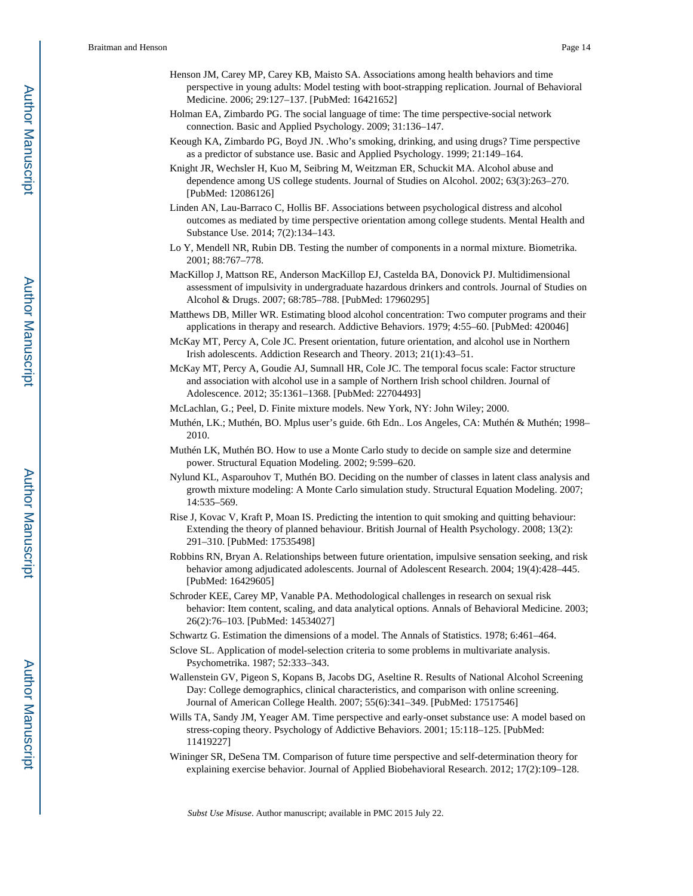Henson JM, Carey MP, Carey KB, Maisto SA. Associations among health behaviors and time perspective in young adults: Model testing with boot-strapping replication. Journal of Behavioral Medicine. 2006; 29:127–137. [PubMed: 16421652]

Holman EA, Zimbardo PG. The social language of time: The time perspective-social network connection. Basic and Applied Psychology. 2009; 31:136–147.

Keough KA, Zimbardo PG, Boyd JN. .Who's smoking, drinking, and using drugs? Time perspective as a predictor of substance use. Basic and Applied Psychology. 1999; 21:149–164.

Knight JR, Wechsler H, Kuo M, Seibring M, Weitzman ER, Schuckit MA. Alcohol abuse and dependence among US college students. Journal of Studies on Alcohol. 2002; 63(3):263–270. [PubMed: 12086126]

Linden AN, Lau-Barraco C, Hollis BF. Associations between psychological distress and alcohol outcomes as mediated by time perspective orientation among college students. Mental Health and Substance Use. 2014; 7(2):134–143.

Lo Y, Mendell NR, Rubin DB. Testing the number of components in a normal mixture. Biometrika. 2001; 88:767–778.

MacKillop J, Mattson RE, Anderson MacKillop EJ, Castelda BA, Donovick PJ. Multidimensional assessment of impulsivity in undergraduate hazardous drinkers and controls. Journal of Studies on Alcohol & Drugs. 2007; 68:785–788. [PubMed: 17960295]

Matthews DB, Miller WR. Estimating blood alcohol concentration: Two computer programs and their applications in therapy and research. Addictive Behaviors. 1979; 4:55–60. [PubMed: 420046]

McKay MT, Percy A, Cole JC. Present orientation, future orientation, and alcohol use in Northern Irish adolescents. Addiction Research and Theory. 2013; 21(1):43–51.

McKay MT, Percy A, Goudie AJ, Sumnall HR, Cole JC. The temporal focus scale: Factor structure and association with alcohol use in a sample of Northern Irish school children. Journal of Adolescence. 2012; 35:1361–1368. [PubMed: 22704493]

McLachlan, G.; Peel, D. Finite mixture models. New York, NY: John Wiley; 2000.

Muthén, LK.; Muthén, BO. Mplus user's guide. 6th Edn.. Los Angeles, CA: Muthén & Muthén; 1998–2010.

Muthén LK, Muthén BO. How to use a Monte Carlo study to decide on sample size and determine power. Structural Equation Modeling. 2002; 9:599–620.

Nylund KL, Asparouhov T, Muthén BO. Deciding on the number of classes in latent class analysis and growth mixture modeling: A Monte Carlo simulation study. Structural Equation Modeling. 2007; 14:535–569.

Rise J, Kovac V, Kraft P, Moan IS. Predicting the intention to quit smoking and quitting behaviour: Extending the theory of planned behaviour. British Journal of Health Psychology. 2008; 13(2): 291–310. [PubMed: 17535498]

Robbins RN, Bryan A. Relationships between future orientation, impulsive sensation seeking, and risk behavior among adjudicated adolescents. Journal of Adolescent Research. 2004; 19(4):428–445. [PubMed: 16429605]

Schroder KEE, Carey MP, Vanable PA. Methodological challenges in research on sexual risk behavior: Item content, scaling, and data analytical options. Annals of Behavioral Medicine. 2003; 26(2):76–103. [PubMed: 14534027]

Schwartz G. Estimation the dimensions of a model. The Annals of Statistics. 1978; 6:461–464.

Sclove SL. Application of model-selection criteria to some problems in multivariate analysis. Psychometrika. 1987; 52:333–343.

Wallenstein GV, Pigeon S, Kopans B, Jacobs DG, Aseltine R. Results of National Alcohol Screening Day: College demographics, clinical characteristics, and comparison with online screening. Journal of American College Health. 2007; 55(6):341–349. [PubMed: 17517546]

Wills TA, Sandy JM, Yeager AM. Time perspective and early-onset substance use: A model based on stress-coping theory. Psychology of Addictive Behaviors. 2001; 15:118–125. [PubMed: 11419227]

Wininger SR, DeSena TM. Comparison of future time perspective and self-determination theory for explaining exercise behavior. Journal of Applied Biobehavioral Research. 2012; 17(2):109–128.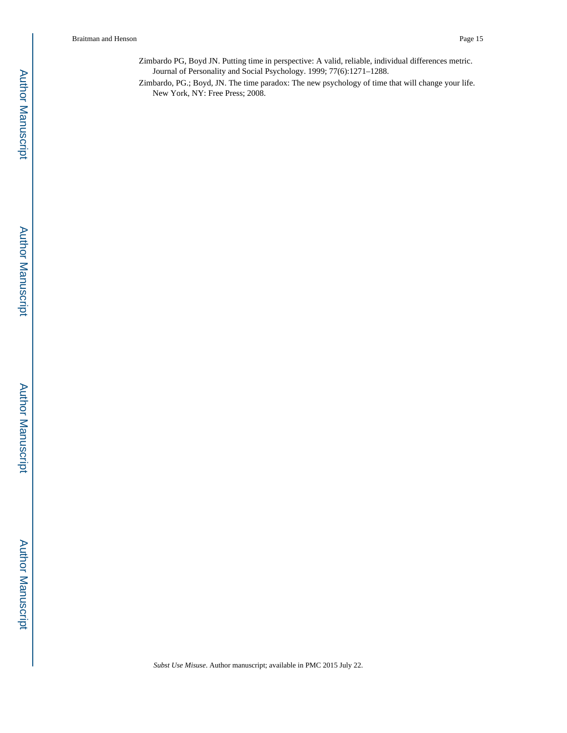Zimbardo PG, Boyd JN. Putting time in perspective: A valid, reliable, individual differences metric. Journal of Personality and Social Psychology. 1999; 77(6):1271–1288.

Zimbardo, PG.; Boyd, JN. The time paradox: The new psychology of time that will change your life. New York, NY: Free Press; 2008.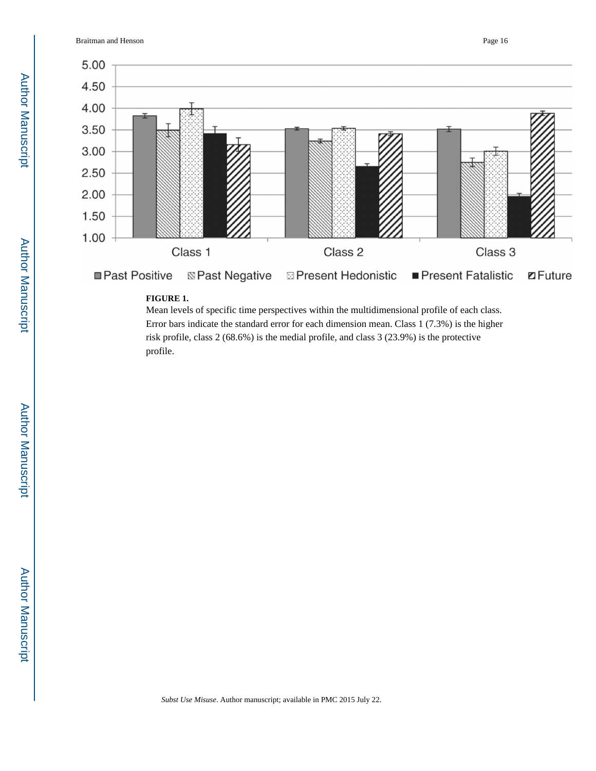**FIGURE 1.**

Mean levels of specific time perspectives within the multidimensional profile of each class. Error bars indicate the standard error for each dimension mean. Class 1 (7.3%) is the higher risk profile, class 2 (68.6%) is the medial profile, and class 3 (23.9%) is the protective profile.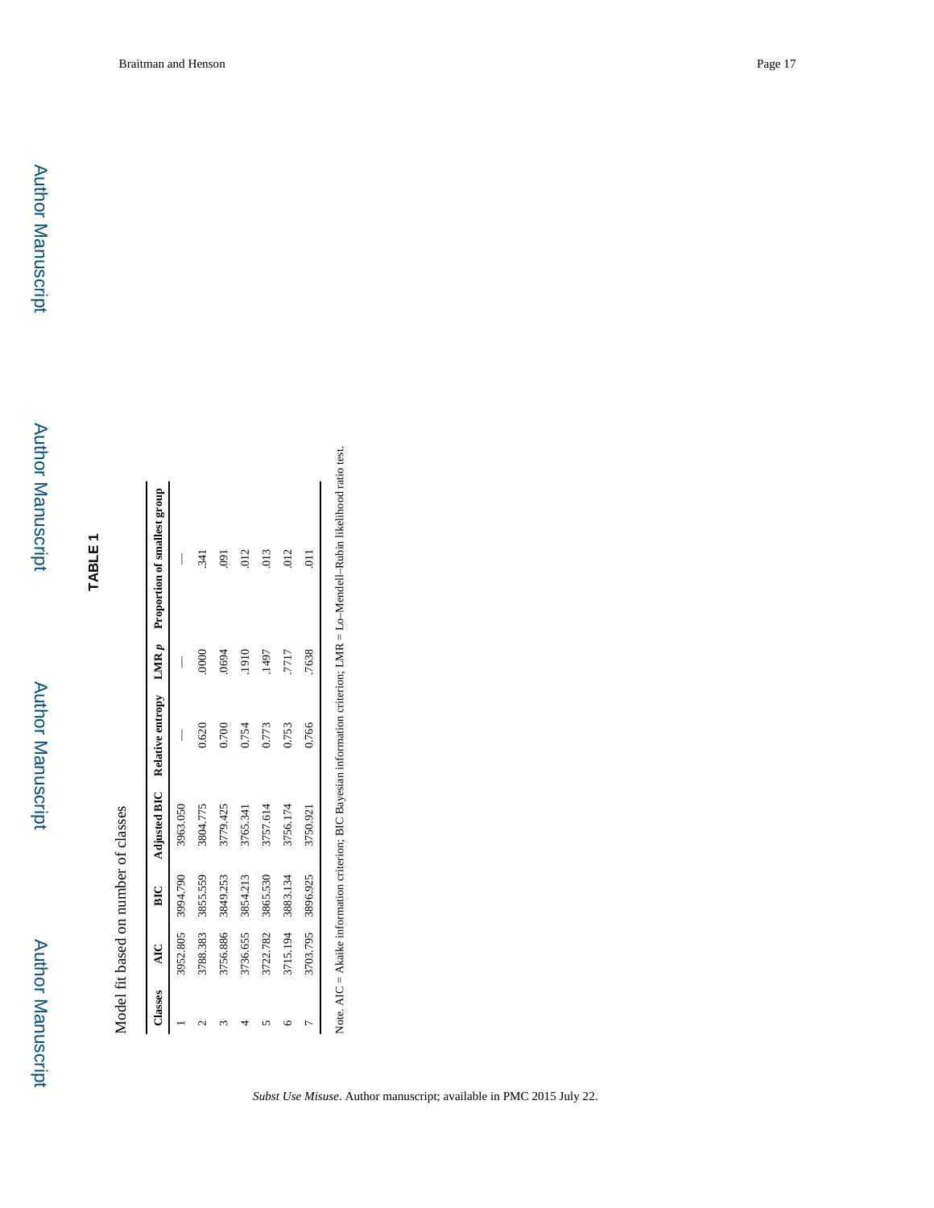# TABLE 1

Model fit based on number of classes

| Classes | AIC | BIC | Adjusted BIC | Relative entropy | LMR *p* | Proportion of smallest group |
|---|---|---|---|---|---|---|
| 1 | 3952.805 | 3994.790 | 3963.050 | — | — | — |
| 2 | 3788.383 | 3855.559 | 3804.775 | 0.620 | .0000 | .341 |
| 3 | 3756.886 | 3849.253 | 3779.425 | 0.700 | .0694 | .091 |
| 4 | 3736.655 | 3854.213 | 3765.341 | 0.754 | .1910 | .012 |
| 5 | 3722.782 | 3865.530 | 3757.614 | 0.773 | .1497 | .013 |
| 6 | 3715.194 | 3883.134 | 3756.174 | 0.753 | .7717 | .012 |
| 7 | 3703.795 | 3896.925 | 3750.921 | 0.766 | .7638 | .011 |

Note. AIC = Akaike information criterion; BIC Bayesian information criterion; LMR = Lo–Mendell–Rubin likelihood ratio test.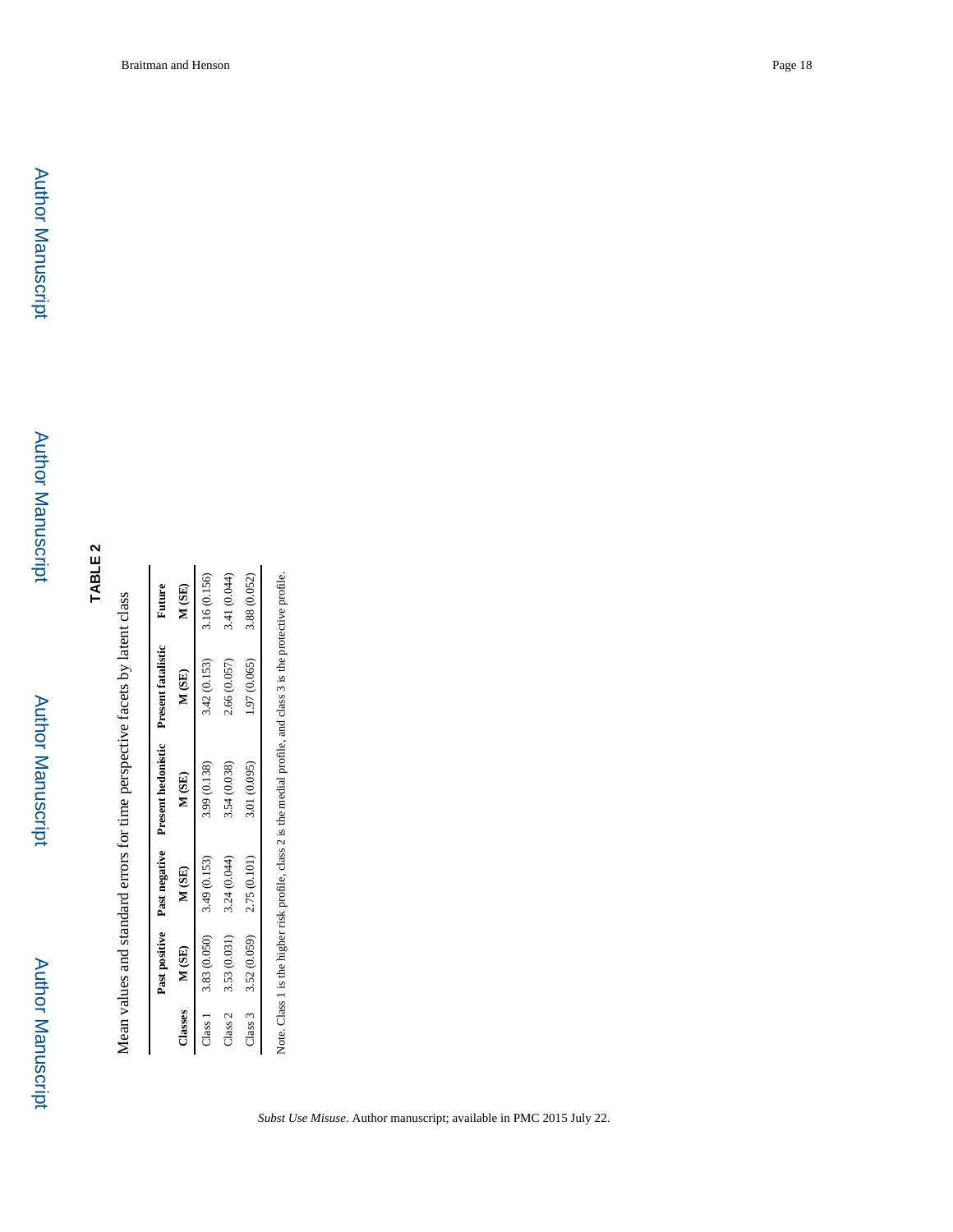## TABLE 2

Mean values and standard errors for time perspective facets by latent class

| Classes | Past positive M (SE) | Past negative M (SE) | Present hedonistic M (SE) | Present fatalistic M (SE) | Future M (SE) |
|---|---|---|---|---|---|
| Class 1 | 3.83 (0.050) | 3.49 (0.153) | 3.99 (0.138) | 3.42 (0.153) | 3.16 (0.156) |
| Class 2 | 3.53 (0.031) | 3.24 (0.044) | 3.54 (0.038) | 2.66 (0.057) | 3.41 (0.044) |
| Class 3 | 3.52 (0.059) | 2.75 (0.101) | 3.01 (0.095) | 1.97 (0.065) | 3.88 (0.052) |

Note. Class 1 is the higher risk profile, class 2 is the medial profile, and class 3 is the protective profile.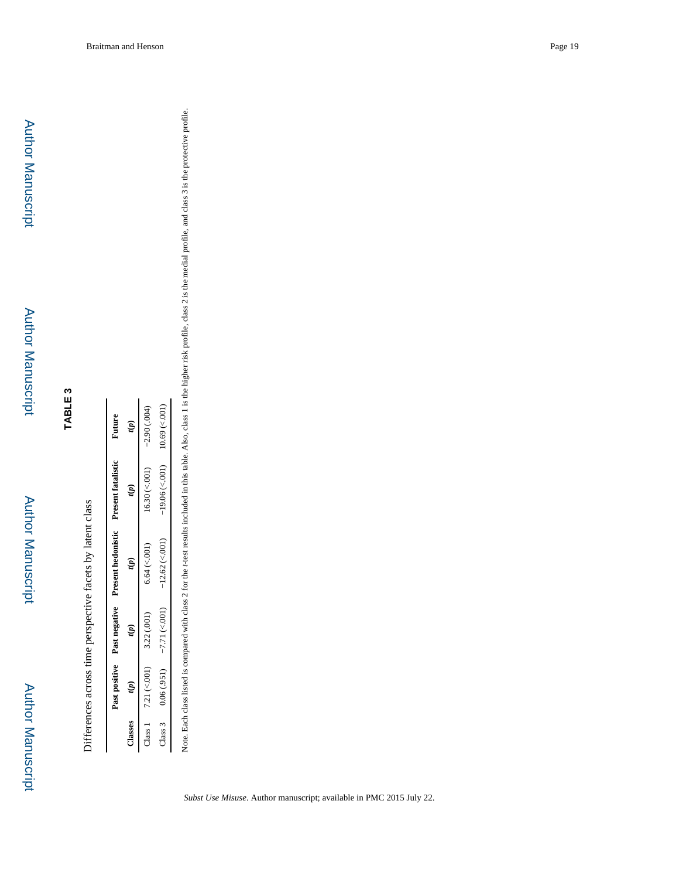## TABLE 3

Differences across time perspective facets by latent class

| Classes | Past positive $t(p)$ | Past negative $t(p)$ | Present hedonistic $t(p)$ | Present fatalistic $t(p)$ | Future $t(p)$ |
|---|---|---|---|---|---|
| Class 1 | 7.21 (<.001) | 3.22 (.001) | 6.64 (<.001) | 16.30 (<.001) | −2.90 (.004) |
| Class 3 | 0.06 (.951) | −7.71 (<.001) | −12.62 (<.001) | −19.06 (<.001) | 10.69 (<.001) |

Note. Each class listed is compared with class 2 for the *t*-test results included in this table. Also, class 1 is the higher risk profile, class 2 is the medial profile, and class 3 is the protective profile.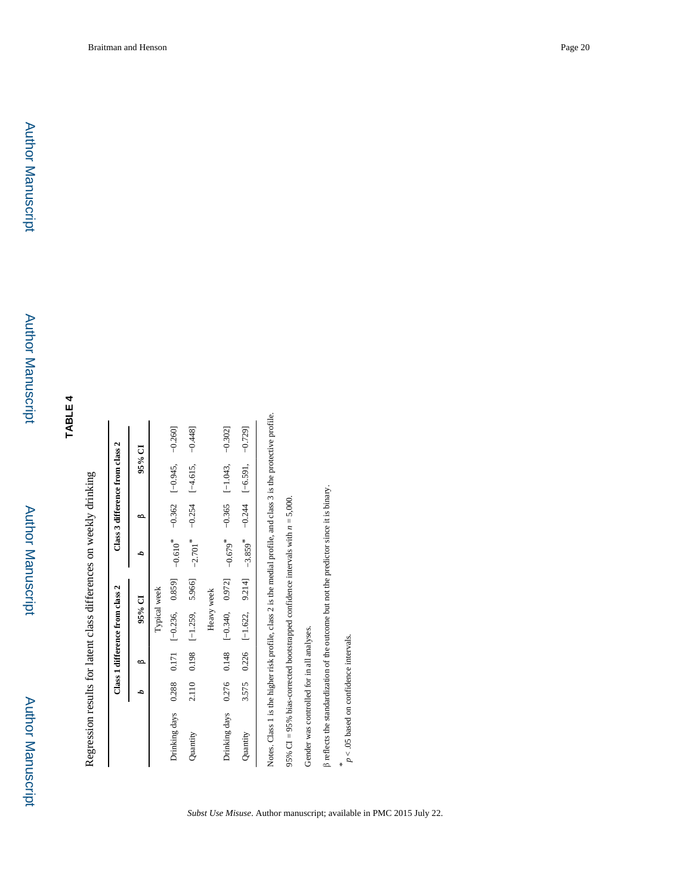## TABLE 4

Regression results for latent class differences on weekly drinking

| | Class 1 difference from class 2 | | | Class 3 difference from class 2 | | |
|---|---|---|---|---|---|---|
| | *b* | β | 95% CI | *b* | β | 95% CI |
| **Typical week** | | | | | | |
| Drinking days | 0.288 | 0.171 | [−0.236, 0.859] | −0.610* | −0.362 | [−0.945, −0.260] |
| Quantity | 2.110 | 0.198 | [−1.259, 5.966] | −2.701* | −0.254 | [−4.615, −0.448] |
| **Heavy week** | | | | | | |
| Drinking days | 0.276 | 0.148 | [−0.340, 0.972] | −0.679* | −0.365 | [−1.043, −0.302] |
| Quantity | 3.575 | 0.226 | [−1.622, 9.214] | −3.859* | −0.244 | [−6.591, −0.729] |

Notes. Class 1 is the higher risk profile, class 2 is the medial profile, and class 3 is the protective profile.

95% CI = 95% bias-corrected bootstrapped confidence intervals with $n = 5{,}000$.

Gender was controlled for in all analyses.

β reflects the standardization of the outcome but not the predictor since it is binary.

\* $p < .05$ based on confidence intervals.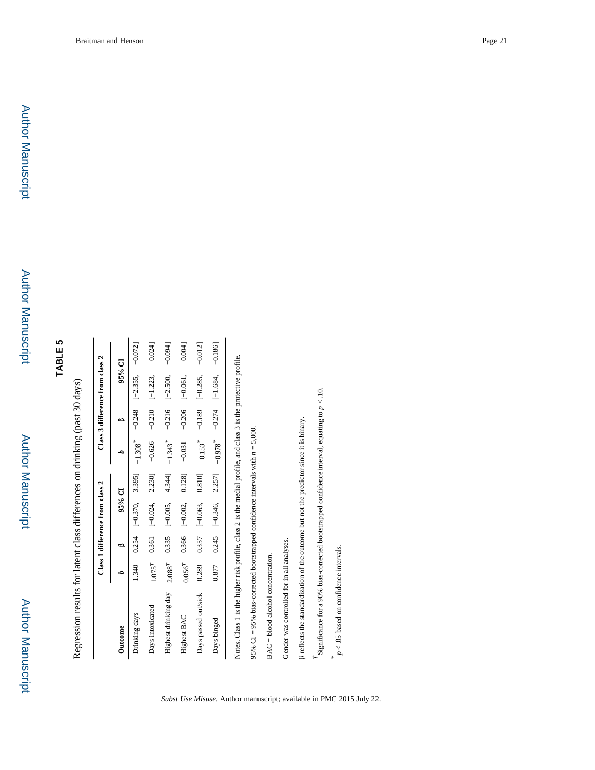**TABLE 5**

Regression results for latent class differences on drinking (past 30 days)

| Outcome | Class 1 difference from class 2 | | | Class 3 difference from class 2 | | |
|---|---|---|---|---|---|---|
| | *b* | β | 95% CI | *b* | β | 95% CI |
| Drinking days | 1.340 | 0.254 | [−0.370, 3.395] | −1.308* | −0.248 | [−2.355, −0.072] |
| Days intoxicated | 1.075† | 0.361 | [−0.024, 2.230] | −0.626 | −0.210 | [−1.223, 0.024] |
| Highest drinking day | 2.088† | 0.335 | [−0.005, 4.344] | −1.343* | −0.216 | [−2.500, −0.094] |
| Highest BAC | 0.056† | 0.366 | [−0.002, 0.128] | −0.031 | −0.206 | [−0.061, 0.004] |
| Days passed out/sick | 0.289 | 0.357 | [−0.063, 0.810] | −0.153* | −0.189 | [−0.285, −0.012] |
| Days binged | 0.877 | 0.245 | [−0.346, 2.257] | −0.978* | −0.274 | [−1.684, −0.186] |

Notes. Class 1 is the higher risk profile, class 2 is the medial profile, and class 3 is the protective profile.

95% CI = 95% bias-corrected bootstrapped confidence intervals with $n = 5{,}000$.

BAC = blood alcohol concentration.

Gender was controlled for in all analyses.

β reflects the standardization of the outcome but not the predictor since it is binary.

† Significance for a 90% bias-corrected bootstrapped confidence interval, equating to $p < .10$.

\* $p < .05$ based on confidence intervals.